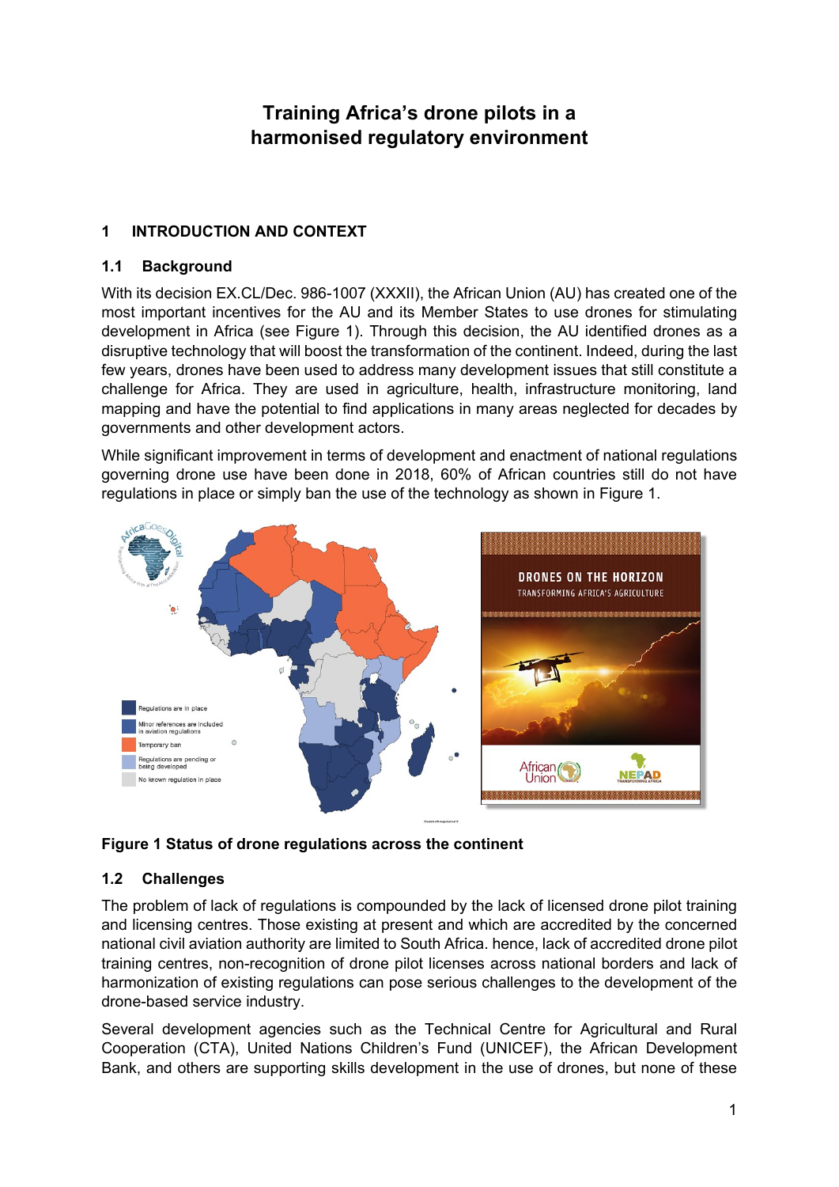# Training Africa's drone pilots in a harmonised regulatory environment

## 1 INTRODUCTION AND CONTEXT

### 1.1 Background

With its decision EX.CL/Dec. 986-1007 (XXXII), the African Union (AU) has created one of the most important incentives for the AU and its Member States to use drones for stimulating development in Africa (see Figure 1). Through this decision, the AU identified drones as a disruptive technology that will boost the transformation of the continent. Indeed, during the last few years, drones have been used to address many development issues that still constitute a challenge for Africa. They are used in agriculture, health, infrastructure monitoring, land mapping and have the potential to find applications in many areas neglected for decades by governments and other development actors.

While significant improvement in terms of development and enactment of national regulations governing drone use have been done in 2018, 60% of African countries still do not have regulations in place or simply ban the use of the technology as shown in Figure 1.

**Figure 1 Status of drone regulations across the continent**

### 1.2 Challenges

The problem of lack of regulations is compounded by the lack of licensed drone pilot training and licensing centres. Those existing at present and which are accredited by the concerned national civil aviation authority are limited to South Africa. hence, lack of accredited drone pilot training centres, non-recognition of drone pilot licenses across national borders and lack of harmonization of existing regulations can pose serious challenges to the development of the drone-based service industry.

Several development agencies such as the Technical Centre for Agricultural and Rural Cooperation (CTA), United Nations Children's Fund (UNICEF), the African Development Bank, and others are supporting skills development in the use of drones, but none of these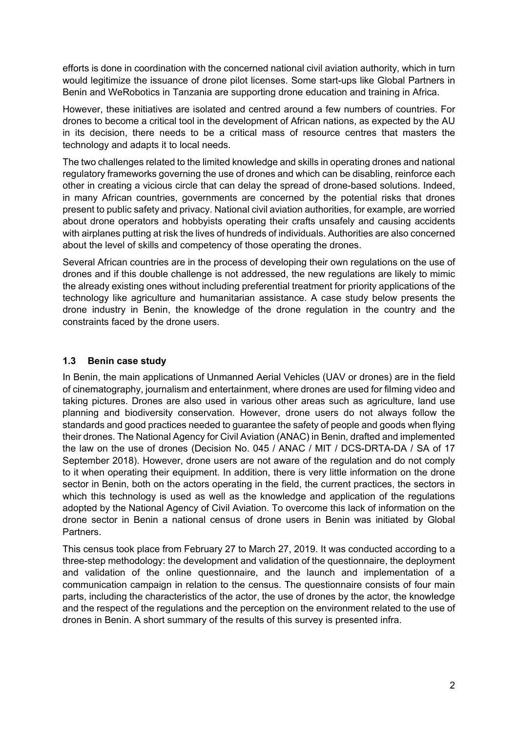efforts is done in coordination with the concerned national civil aviation authority, which in turn would legitimize the issuance of drone pilot licenses. Some start-ups like Global Partners in Benin and WeRobotics in Tanzania are supporting drone education and training in Africa.

However, these initiatives are isolated and centred around a few numbers of countries. For drones to become a critical tool in the development of African nations, as expected by the AU in its decision, there needs to be a critical mass of resource centres that masters the technology and adapts it to local needs.

The two challenges related to the limited knowledge and skills in operating drones and national regulatory frameworks governing the use of drones and which can be disabling, reinforce each other in creating a vicious circle that can delay the spread of drone-based solutions. Indeed, in many African countries, governments are concerned by the potential risks that drones present to public safety and privacy. National civil aviation authorities, for example, are worried about drone operators and hobbyists operating their crafts unsafely and causing accidents with airplanes putting at risk the lives of hundreds of individuals. Authorities are also concerned about the level of skills and competency of those operating the drones.

Several African countries are in the process of developing their own regulations on the use of drones and if this double challenge is not addressed, the new regulations are likely to mimic the already existing ones without including preferential treatment for priority applications of the technology like agriculture and humanitarian assistance. A case study below presents the drone industry in Benin, the knowledge of the drone regulation in the country and the constraints faced by the drone users.

### 1.3 Benin case study

In Benin, the main applications of Unmanned Aerial Vehicles (UAV or drones) are in the field of cinematography, journalism and entertainment, where drones are used for filming video and taking pictures. Drones are also used in various other areas such as agriculture, land use planning and biodiversity conservation. However, drone users do not always follow the standards and good practices needed to guarantee the safety of people and goods when flying their drones. The National Agency for Civil Aviation (ANAC) in Benin, drafted and implemented the law on the use of drones (Decision No. 045 / ANAC / MIT / DCS-DRTA-DA / SA of 17 September 2018). However, drone users are not aware of the regulation and do not comply to it when operating their equipment. In addition, there is very little information on the drone sector in Benin, both on the actors operating in the field, the current practices, the sectors in which this technology is used as well as the knowledge and application of the regulations adopted by the National Agency of Civil Aviation. To overcome this lack of information on the drone sector in Benin a national census of drone users in Benin was initiated by Global Partners.

This census took place from February 27 to March 27, 2019. It was conducted according to a three-step methodology: the development and validation of the questionnaire, the deployment and validation of the online questionnaire, and the launch and implementation of a communication campaign in relation to the census. The questionnaire consists of four main parts, including the characteristics of the actor, the use of drones by the actor, the knowledge and the respect of the regulations and the perception on the environment related to the use of drones in Benin. A short summary of the results of this survey is presented infra.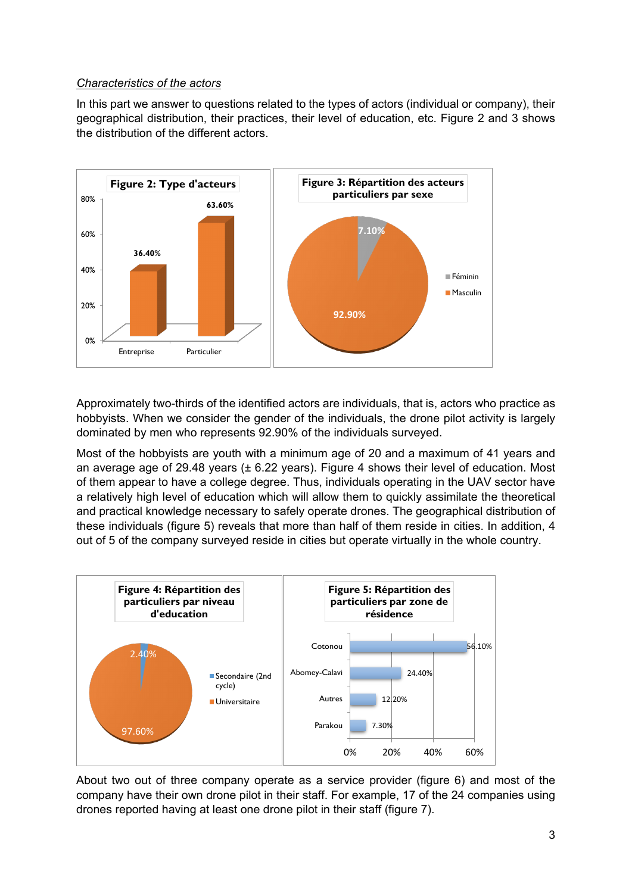*Characteristics of the actors*

In this part we answer to questions related to the types of actors (individual or company), their geographical distribution, their practices, their level of education, etc. Figure 2 and 3 shows the distribution of the different actors.

**Figure 2: Type d'acteurs**

| Type | % |
|---|---|
| Entreprise | 36.40% |
| Particulier | 63.60% |

**Figure 3: Répartition des acteurs particuliers par sexe**

| Sexe | % |
|---|---|
| Féminin | 7.10% |
| Masculin | 92.90% |

Approximately two-thirds of the identified actors are individuals, that is, actors who practice as hobbyists. When we consider the gender of the individuals, the drone pilot activity is largely dominated by men who represents 92.90% of the individuals surveyed.

Most of the hobbyists are youth with a minimum age of 20 and a maximum of 41 years and an average age of 29.48 years (± 6.22 years). Figure 4 shows their level of education. Most of them appear to have a college degree. Thus, individuals operating in the UAV sector have a relatively high level of education which will allow them to quickly assimilate the theoretical and practical knowledge necessary to safely operate drones. The geographical distribution of these individuals (figure 5) reveals that more than half of them reside in cities. In addition, 4 out of 5 of the company surveyed reside in cities but operate virtually in the whole country.

**Figure 4: Répartition des particuliers par niveau d'education**

| Niveau | % |
|---|---|
| Secondaire (2nd cycle) | 2.40% |
| Universitaire | 97.60% |

**Figure 5: Répartition des particuliers par zone de résidence**

| Zone | % |
|---|---|
| Cotonou | 56.10% |
| Abomey-Calavi | 24.40% |
| Autres | 12.20% |
| Parakou | 7.30% |

About two out of three company operate as a service provider (figure 6) and most of the company have their own drone pilot in their staff. For example, 17 of the 24 companies using drones reported having at least one drone pilot in their staff (figure 7).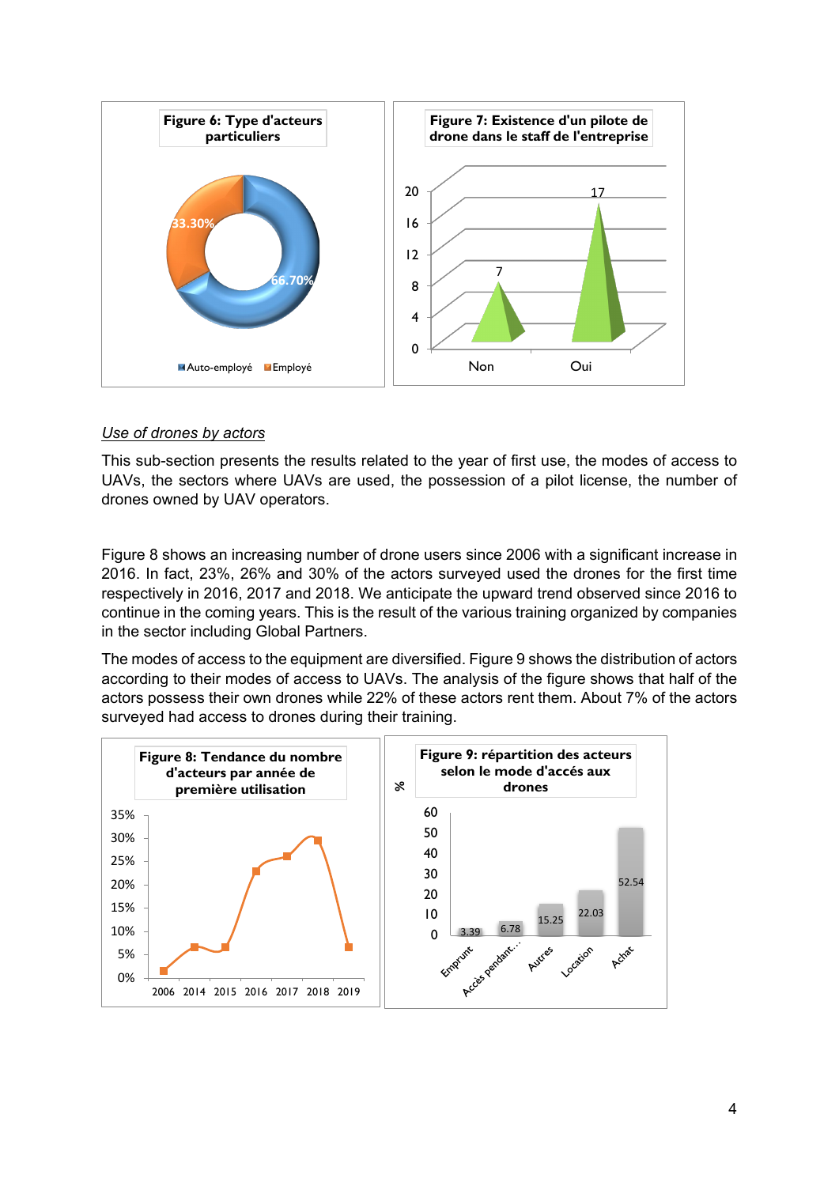Figure 6: Type d'acteurs particuliers

Figure 7: Existence d'un pilote de drone dans le staff de l'entreprise

*Use of drones by actors*

This sub-section presents the results related to the year of first use, the modes of access to UAVs, the sectors where UAVs are used, the possession of a pilot license, the number of drones owned by UAV operators.

Figure 8 shows an increasing number of drone users since 2006 with a significant increase in 2016. In fact, 23%, 26% and 30% of the actors surveyed used the drones for the first time respectively in 2016, 2017 and 2018. We anticipate the upward trend observed since 2016 to continue in the coming years. This is the result of the various training organized by companies in the sector including Global Partners.

The modes of access to the equipment are diversified. Figure 9 shows the distribution of actors according to their modes of access to UAVs. The analysis of the figure shows that half of the actors possess their own drones while 22% of these actors rent them. About 7% of the actors surveyed had access to drones during their training.

Figure 8: Tendance du nombre d'acteurs par année de première utilisation

Figure 9: répartition des acteurs selon le mode d'accés aux drones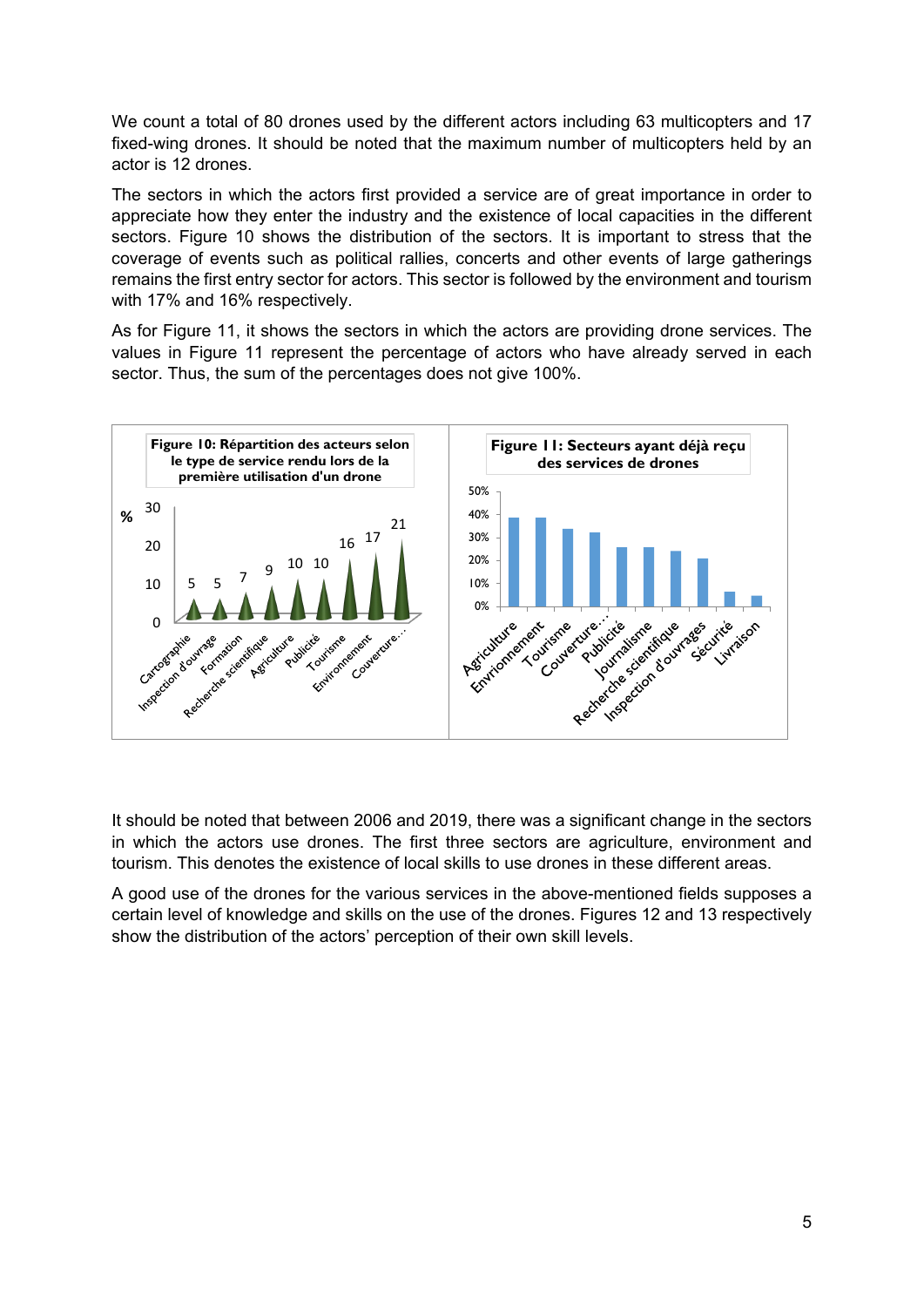We count a total of 80 drones used by the different actors including 63 multicopters and 17 fixed-wing drones. It should be noted that the maximum number of multicopters held by an actor is 12 drones.

The sectors in which the actors first provided a service are of great importance in order to appreciate how they enter the industry and the existence of local capacities in the different sectors. Figure 10 shows the distribution of the sectors. It is important to stress that the coverage of events such as political rallies, concerts and other events of large gatherings remains the first entry sector for actors. This sector is followed by the environment and tourism with 17% and 16% respectively.

As for Figure 11, it shows the sectors in which the actors are providing drone services. The values in Figure 11 represent the percentage of actors who have already served in each sector. Thus, the sum of the percentages does not give 100%.

**Figure 10: Répartition des acteurs selon le type de service rendu lors de la première utilisation d'un drone**

| Secteur | % |
|---|---|
| Cartographie | 5 |
| Inspection d'ouvrage | 5 |
| Formation | 7 |
| Recherche scientifique | 9 |
| Agriculture | 10 |
| Publicité | 10 |
| Tourisme | 16 |
| Environnement | 17 |
| Couverture... | 21 |

**Figure 11: Secteurs ayant déjà reçu des services de drones**

(Agriculture, Environnement, Tourisme, Couverture..., Publicité, Journalisme, Recherche scientifique, Inspection d'ouvrages, Sécurité, Livraison; axis 0%–50%)

It should be noted that between 2006 and 2019, there was a significant change in the sectors in which the actors use drones. The first three sectors are agriculture, environment and tourism. This denotes the existence of local skills to use drones in these different areas.

A good use of the drones for the various services in the above-mentioned fields supposes a certain level of knowledge and skills on the use of the drones. Figures 12 and 13 respectively show the distribution of the actors' perception of their own skill levels.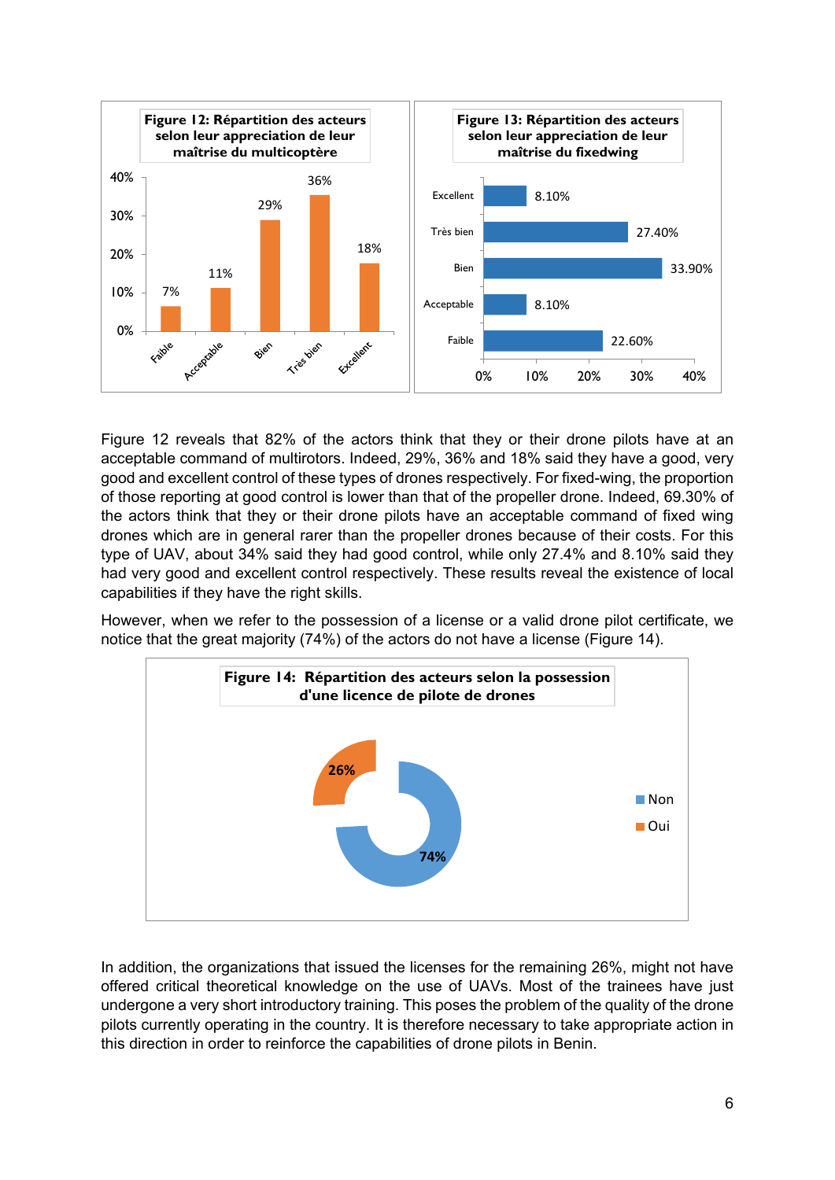**Figure 12: Répartition des acteurs selon leur appreciation de leur maîtrise du multicoptère**

| Faible | Acceptable | Bien | Très bien | Excellent |
|---|---|---|---|---|
| 7% | 11% | 29% | 36% | 18% |

**Figure 13: Répartition des acteurs selon leur appreciation de leur maîtrise du fixedwing**

| Niveau | % |
|---|---|
| Excellent | 8.10% |
| Très bien | 27.40% |
| Bien | 33.90% |
| Acceptable | 8.10% |
| Faible | 22.60% |

Figure 12 reveals that 82% of the actors think that they or their drone pilots have at an acceptable command of multirotors. Indeed, 29%, 36% and 18% said they have a good, very good and excellent control of these types of drones respectively. For fixed-wing, the proportion of those reporting at good control is lower than that of the propeller drone. Indeed, 69.30% of the actors think that they or their drone pilots have an acceptable command of fixed wing drones which are in general rarer than the propeller drones because of their costs. For this type of UAV, about 34% said they had good control, while only 27.4% and 8.10% said they had very good and excellent control respectively. These results reveal the existence of local capabilities if they have the right skills.

However, when we refer to the possession of a license or a valid drone pilot certificate, we notice that the great majority (74%) of the actors do not have a license (Figure 14).

**Figure 14: Répartition des acteurs selon la possession d'une licence de pilote de drones**

| Réponse | % |
|---|---|
| Non | 74% |
| Oui | 26% |

In addition, the organizations that issued the licenses for the remaining 26%, might not have offered critical theoretical knowledge on the use of UAVs. Most of the trainees have just undergone a very short introductory training. This poses the problem of the quality of the drone pilots currently operating in the country. It is therefore necessary to take appropriate action in this direction in order to reinforce the capabilities of drone pilots in Benin.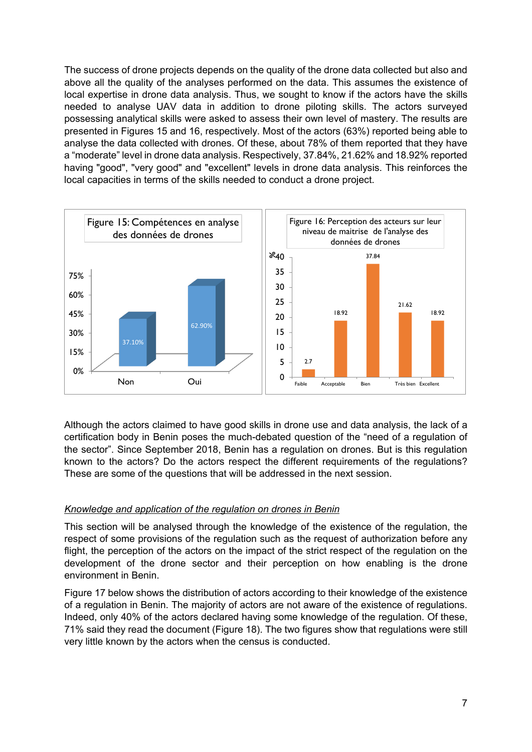The success of drone projects depends on the quality of the drone data collected but also and above all the quality of the analyses performed on the data. This assumes the existence of local expertise in drone data analysis. Thus, we sought to know if the actors have the skills needed to analyse UAV data in addition to drone piloting skills. The actors surveyed possessing analytical skills were asked to assess their own level of mastery. The results are presented in Figures 15 and 16, respectively. Most of the actors (63%) reported being able to analyse the data collected with drones. Of these, about 78% of them reported that they have a "moderate" level in drone data analysis. Respectively, 37.84%, 21.62% and 18.92% reported having "good", "very good" and "excellent" levels in drone data analysis. This reinforces the local capacities in terms of the skills needed to conduct a drone project.

Figure 15: Compétences en analyse des données de drones

| Non | Oui |
|---|---|
| 37.10% | 62.90% |

Figure 16: Perception des acteurs sur leur niveau de maitrise de l'analyse des données de drones

| Faible | Acceptable | Bien | Très bien | Excellent |
|---|---|---|---|---|
| 2.7 | 18.92 | 37.84 | 21.62 | 18.92 |

Although the actors claimed to have good skills in drone use and data analysis, the lack of a certification body in Benin poses the much-debated question of the "need of a regulation of the sector". Since September 2018, Benin has a regulation on drones. But is this regulation known to the actors? Do the actors respect the different requirements of the regulations? These are some of the questions that will be addressed in the next session.

*Knowledge and application of the regulation on drones in Benin*

This section will be analysed through the knowledge of the existence of the regulation, the respect of some provisions of the regulation such as the request of authorization before any flight, the perception of the actors on the impact of the strict respect of the regulation on the development of the drone sector and their perception on how enabling is the drone environment in Benin.

Figure 17 below shows the distribution of actors according to their knowledge of the existence of a regulation in Benin. The majority of actors are not aware of the existence of regulations. Indeed, only 40% of the actors declared having some knowledge of the regulation. Of these, 71% said they read the document (Figure 18). The two figures show that regulations were still very little known by the actors when the census is conducted.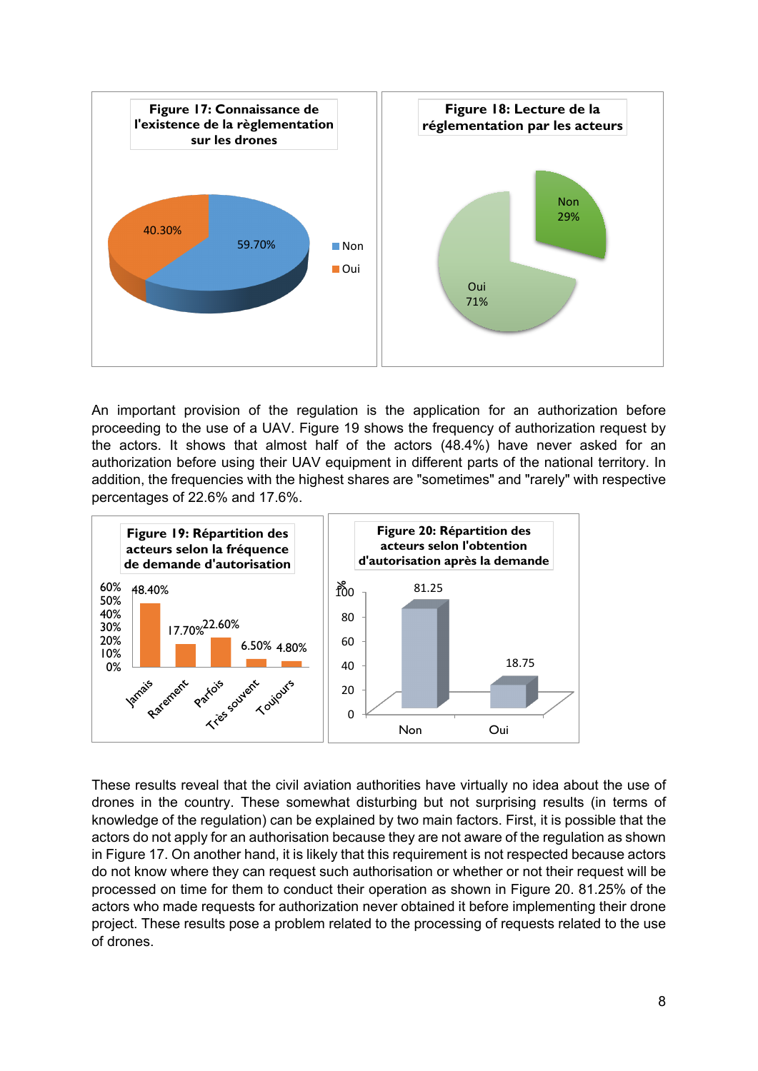**Figure 17: Connaissance de l'existence de la règlementation sur les drones**

**Figure 18: Lecture de la réglementation par les acteurs**

An important provision of the regulation is the application for an authorization before proceeding to the use of a UAV. Figure 19 shows the frequency of authorization request by the actors. It shows that almost half of the actors (48.4%) have never asked for an authorization before using their UAV equipment in different parts of the national territory. In addition, the frequencies with the highest shares are "sometimes" and "rarely" with respective percentages of 22.6% and 17.6%.

**Figure 19: Répartition des acteurs selon la fréquence de demande d'autorisation**

**Figure 20: Répartition des acteurs selon l'obtention d'autorisation après la demande**

These results reveal that the civil aviation authorities have virtually no idea about the use of drones in the country. These somewhat disturbing but not surprising results (in terms of knowledge of the regulation) can be explained by two main factors. First, it is possible that the actors do not apply for an authorisation because they are not aware of the regulation as shown in Figure 17. On another hand, it is likely that this requirement is not respected because actors do not know where they can request such authorisation or whether or not their request will be processed on time for them to conduct their operation as shown in Figure 20. 81.25% of the actors who made requests for authorization never obtained it before implementing their drone project. These results pose a problem related to the processing of requests related to the use of drones.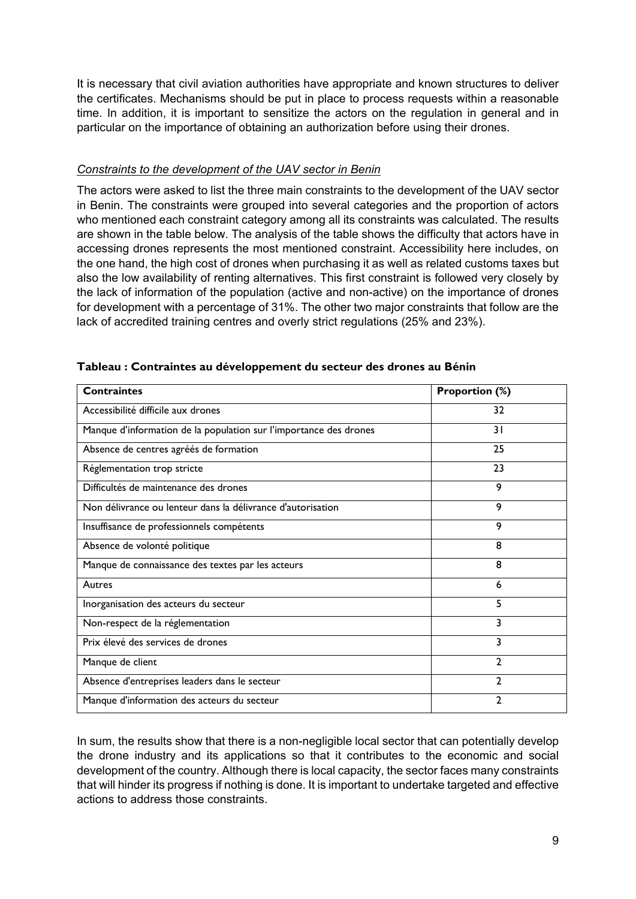It is necessary that civil aviation authorities have appropriate and known structures to deliver the certificates. Mechanisms should be put in place to process requests within a reasonable time. In addition, it is important to sensitize the actors on the regulation in general and in particular on the importance of obtaining an authorization before using their drones.

### *Constraints to the development of the UAV sector in Benin*

The actors were asked to list the three main constraints to the development of the UAV sector in Benin. The constraints were grouped into several categories and the proportion of actors who mentioned each constraint category among all its constraints was calculated. The results are shown in the table below. The analysis of the table shows the difficulty that actors have in accessing drones represents the most mentioned constraint. Accessibility here includes, on the one hand, the high cost of drones when purchasing it as well as related customs taxes but also the low availability of renting alternatives. This first constraint is followed very closely by the lack of information of the population (active and non-active) on the importance of drones for development with a percentage of 31%. The other two major constraints that follow are the lack of accredited training centres and overly strict regulations (25% and 23%).

**Tableau : Contraintes au développement du secteur des drones au Bénin**

| Contraintes | Proportion (%) |
| --- | --- |
| Accessibilité difficile aux drones | 32 |
| Manque d'information de la population sur l'importance des drones | 31 |
| Absence de centres agréés de formation | 25 |
| Réglementation trop stricte | 23 |
| Difficultés de maintenance des drones | 9 |
| Non délivrance ou lenteur dans la délivrance d'autorisation | 9 |
| Insuffisance de professionnels compétents | 9 |
| Absence de volonté politique | 8 |
| Manque de connaissance des textes par les acteurs | 8 |
| Autres | 6 |
| Inorganisation des acteurs du secteur | 5 |
| Non-respect de la réglementation | 3 |
| Prix élevé des services de drones | 3 |
| Manque de client | 2 |
| Absence d'entreprises leaders dans le secteur | 2 |
| Manque d'information des acteurs du secteur | 2 |

In sum, the results show that there is a non-negligible local sector that can potentially develop the drone industry and its applications so that it contributes to the economic and social development of the country. Although there is local capacity, the sector faces many constraints that will hinder its progress if nothing is done. It is important to undertake targeted and effective actions to address those constraints.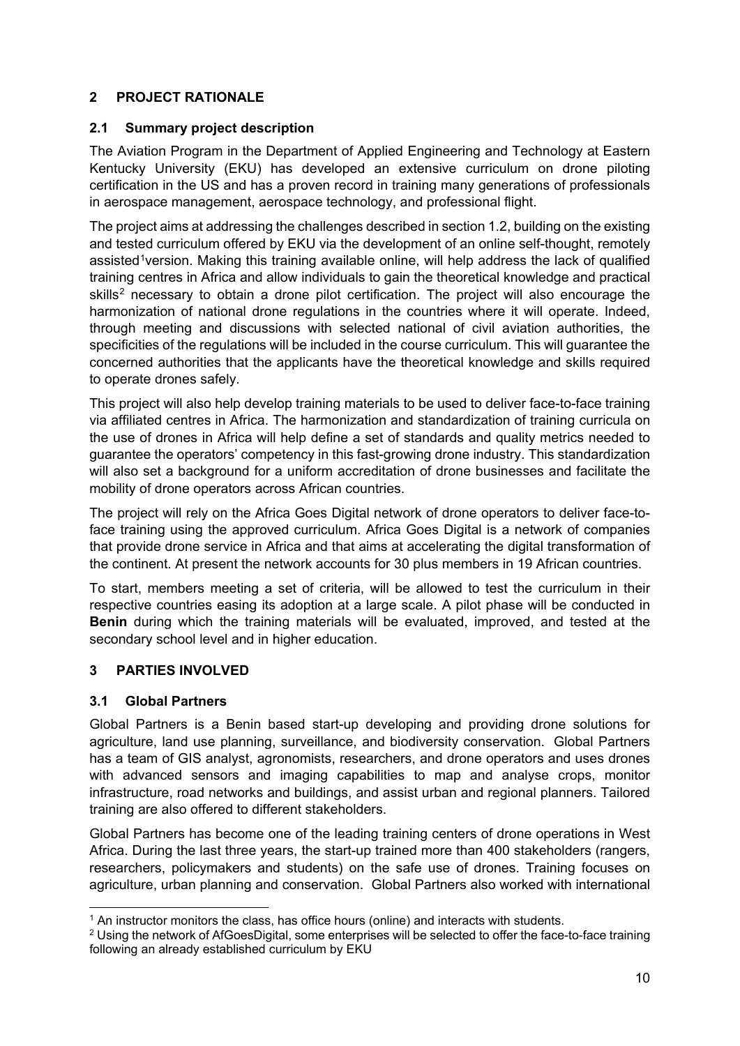## 2 PROJECT RATIONALE

### 2.1 Summary project description

The Aviation Program in the Department of Applied Engineering and Technology at Eastern Kentucky University (EKU) has developed an extensive curriculum on drone piloting certification in the US and has a proven record in training many generations of professionals in aerospace management, aerospace technology, and professional flight.

The project aims at addressing the challenges described in section 1.2, building on the existing and tested curriculum offered by EKU via the development of an online self-thought, remotely assisted[1]version. Making this training available online, will help address the lack of qualified training centres in Africa and allow individuals to gain the theoretical knowledge and practical skills[2] necessary to obtain a drone pilot certification. The project will also encourage the harmonization of national drone regulations in the countries where it will operate. Indeed, through meeting and discussions with selected national of civil aviation authorities, the specificities of the regulations will be included in the course curriculum. This will guarantee the concerned authorities that the applicants have the theoretical knowledge and skills required to operate drones safely.

This project will also help develop training materials to be used to deliver face-to-face training via affiliated centres in Africa. The harmonization and standardization of training curricula on the use of drones in Africa will help define a set of standards and quality metrics needed to guarantee the operators' competency in this fast-growing drone industry. This standardization will also set a background for a uniform accreditation of drone businesses and facilitate the mobility of drone operators across African countries.

The project will rely on the Africa Goes Digital network of drone operators to deliver face-to-face training using the approved curriculum. Africa Goes Digital is a network of companies that provide drone service in Africa and that aims at accelerating the digital transformation of the continent. At present the network accounts for 30 plus members in 19 African countries.

To start, members meeting a set of criteria, will be allowed to test the curriculum in their respective countries easing its adoption at a large scale. A pilot phase will be conducted in **Benin** during which the training materials will be evaluated, improved, and tested at the secondary school level and in higher education.

## 3 PARTIES INVOLVED

### 3.1 Global Partners

Global Partners is a Benin based start-up developing and providing drone solutions for agriculture, land use planning, surveillance, and biodiversity conservation. Global Partners has a team of GIS analyst, agronomists, researchers, and drone operators and uses drones with advanced sensors and imaging capabilities to map and analyse crops, monitor infrastructure, road networks and buildings, and assist urban and regional planners. Tailored training are also offered to different stakeholders.

Global Partners has become one of the leading training centers of drone operations in West Africa. During the last three years, the start-up trained more than 400 stakeholders (rangers, researchers, policymakers and students) on the safe use of drones. Training focuses on agriculture, urban planning and conservation. Global Partners also worked with international

---

[1] An instructor monitors the class, has office hours (online) and interacts with students.

[2] Using the network of AfGoesDigital, some enterprises will be selected to offer the face-to-face training following an already established curriculum by EKU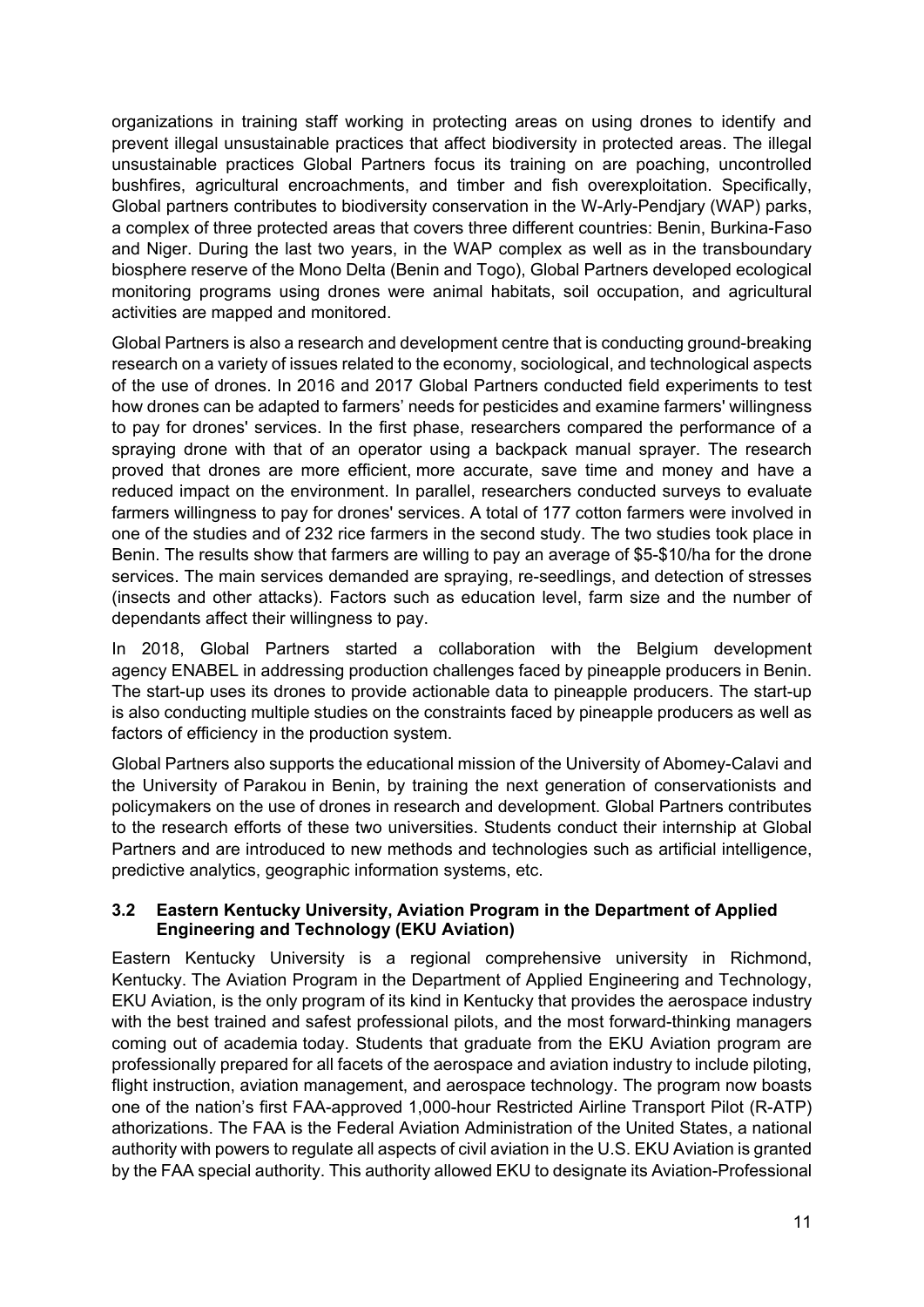organizations in training staff working in protecting areas on using drones to identify and prevent illegal unsustainable practices that affect biodiversity in protected areas. The illegal unsustainable practices Global Partners focus its training on are poaching, uncontrolled bushfires, agricultural encroachments, and timber and fish overexploitation. Specifically, Global partners contributes to biodiversity conservation in the W-Arly-Pendjary (WAP) parks, a complex of three protected areas that covers three different countries: Benin, Burkina-Faso and Niger. During the last two years, in the WAP complex as well as in the transboundary biosphere reserve of the Mono Delta (Benin and Togo), Global Partners developed ecological monitoring programs using drones were animal habitats, soil occupation, and agricultural activities are mapped and monitored.

Global Partners is also a research and development centre that is conducting ground-breaking research on a variety of issues related to the economy, sociological, and technological aspects of the use of drones. In 2016 and 2017 Global Partners conducted field experiments to test how drones can be adapted to farmers' needs for pesticides and examine farmers' willingness to pay for drones' services. In the first phase, researchers compared the performance of a spraying drone with that of an operator using a backpack manual sprayer. The research proved that drones are more efficient, more accurate, save time and money and have a reduced impact on the environment. In parallel, researchers conducted surveys to evaluate farmers willingness to pay for drones' services. A total of 177 cotton farmers were involved in one of the studies and of 232 rice farmers in the second study. The two studies took place in Benin. The results show that farmers are willing to pay an average of \$5-\$10/ha for the drone services. The main services demanded are spraying, re-seedlings, and detection of stresses (insects and other attacks). Factors such as education level, farm size and the number of dependants affect their willingness to pay.

In 2018, Global Partners started a collaboration with the Belgium development agency ENABEL in addressing production challenges faced by pineapple producers in Benin. The start-up uses its drones to provide actionable data to pineapple producers. The start-up is also conducting multiple studies on the constraints faced by pineapple producers as well as factors of efficiency in the production system.

Global Partners also supports the educational mission of the University of Abomey-Calavi and the University of Parakou in Benin, by training the next generation of conservationists and policymakers on the use of drones in research and development. Global Partners contributes to the research efforts of these two universities. Students conduct their internship at Global Partners and are introduced to new methods and technologies such as artificial intelligence, predictive analytics, geographic information systems, etc.

### 3.2 Eastern Kentucky University, Aviation Program in the Department of Applied Engineering and Technology (EKU Aviation)

Eastern Kentucky University is a regional comprehensive university in Richmond, Kentucky. The Aviation Program in the Department of Applied Engineering and Technology, EKU Aviation, is the only program of its kind in Kentucky that provides the aerospace industry with the best trained and safest professional pilots, and the most forward-thinking managers coming out of academia today. Students that graduate from the EKU Aviation program are professionally prepared for all facets of the aerospace and aviation industry to include piloting, flight instruction, aviation management, and aerospace technology. The program now boasts one of the nation's first FAA-approved 1,000-hour Restricted Airline Transport Pilot (R-ATP) athorizations. The FAA is the Federal Aviation Administration of the United States, a national authority with powers to regulate all aspects of civil aviation in the U.S. EKU Aviation is granted by the FAA special authority. This authority allowed EKU to designate its Aviation-Professional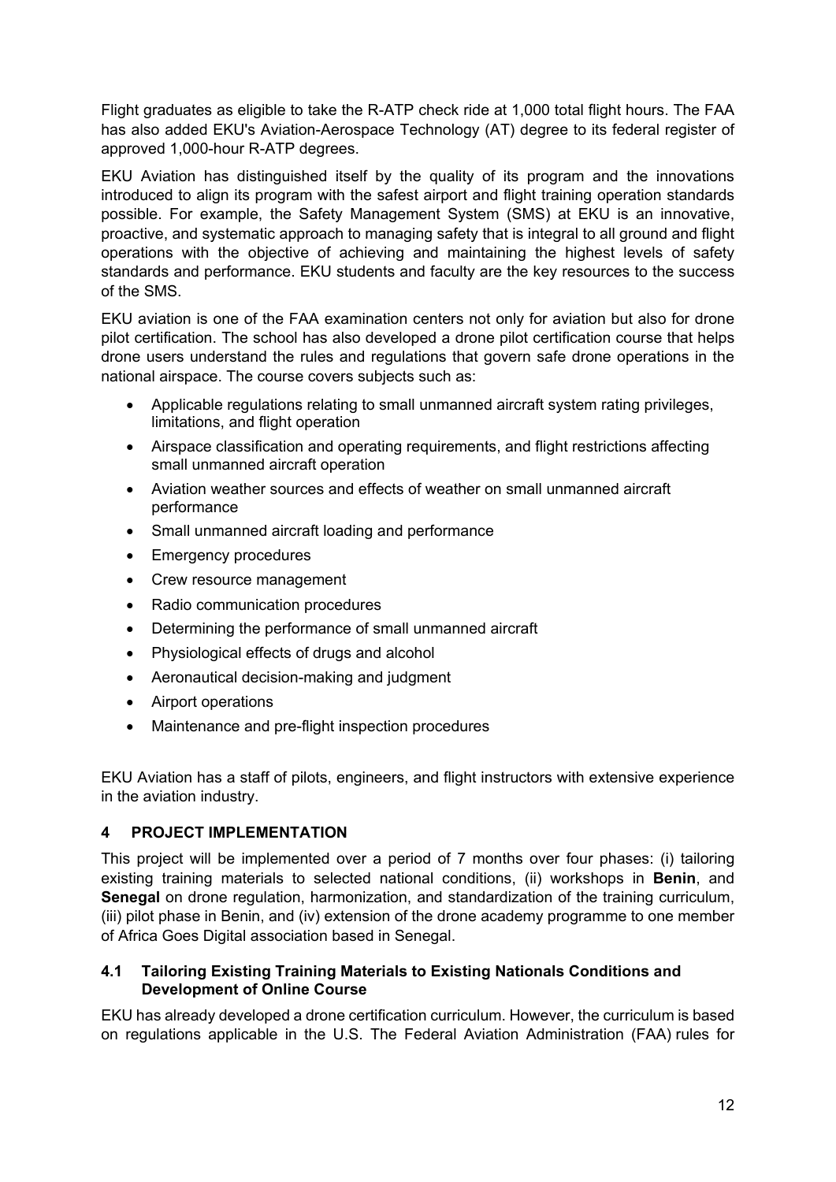Flight graduates as eligible to take the R-ATP check ride at 1,000 total flight hours. The FAA has also added EKU's Aviation-Aerospace Technology (AT) degree to its federal register of approved 1,000-hour R-ATP degrees.

EKU Aviation has distinguished itself by the quality of its program and the innovations introduced to align its program with the safest airport and flight training operation standards possible. For example, the Safety Management System (SMS) at EKU is an innovative, proactive, and systematic approach to managing safety that is integral to all ground and flight operations with the objective of achieving and maintaining the highest levels of safety standards and performance. EKU students and faculty are the key resources to the success of the SMS.

EKU aviation is one of the FAA examination centers not only for aviation but also for drone pilot certification. The school has also developed a drone pilot certification course that helps drone users understand the rules and regulations that govern safe drone operations in the national airspace. The course covers subjects such as:

- Applicable regulations relating to small unmanned aircraft system rating privileges, limitations, and flight operation
- Airspace classification and operating requirements, and flight restrictions affecting small unmanned aircraft operation
- Aviation weather sources and effects of weather on small unmanned aircraft performance
- Small unmanned aircraft loading and performance
- Emergency procedures
- Crew resource management
- Radio communication procedures
- Determining the performance of small unmanned aircraft
- Physiological effects of drugs and alcohol
- Aeronautical decision-making and judgment
- Airport operations
- Maintenance and pre-flight inspection procedures

EKU Aviation has a staff of pilots, engineers, and flight instructors with extensive experience in the aviation industry.

## 4 PROJECT IMPLEMENTATION

This project will be implemented over a period of 7 months over four phases: (i) tailoring existing training materials to selected national conditions, (ii) workshops in **Benin**, and **Senegal** on drone regulation, harmonization, and standardization of the training curriculum, (iii) pilot phase in Benin, and (iv) extension of the drone academy programme to one member of Africa Goes Digital association based in Senegal.

### 4.1 Tailoring Existing Training Materials to Existing Nationals Conditions and Development of Online Course

EKU has already developed a drone certification curriculum. However, the curriculum is based on regulations applicable in the U.S. The Federal Aviation Administration (FAA) rules for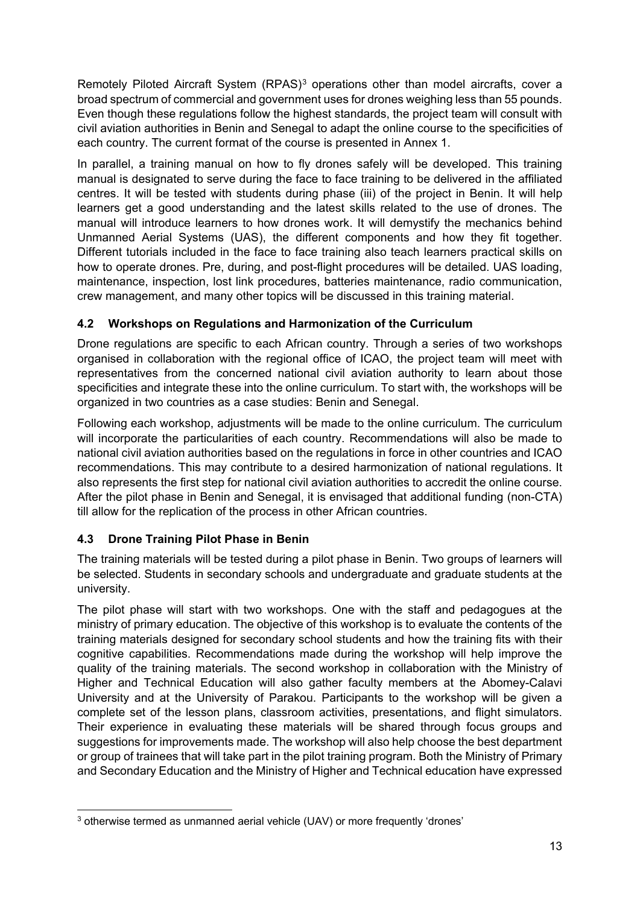Remotely Piloted Aircraft System (RPAS)[3] operations other than model aircrafts, cover a broad spectrum of commercial and government uses for drones weighing less than 55 pounds. Even though these regulations follow the highest standards, the project team will consult with civil aviation authorities in Benin and Senegal to adapt the online course to the specificities of each country. The current format of the course is presented in Annex 1.

In parallel, a training manual on how to fly drones safely will be developed. This training manual is designated to serve during the face to face training to be delivered in the affiliated centres. It will be tested with students during phase (iii) of the project in Benin. It will help learners get a good understanding and the latest skills related to the use of drones. The manual will introduce learners to how drones work. It will demystify the mechanics behind Unmanned Aerial Systems (UAS), the different components and how they fit together. Different tutorials included in the face to face training also teach learners practical skills on how to operate drones. Pre, during, and post-flight procedures will be detailed. UAS loading, maintenance, inspection, lost link procedures, batteries maintenance, radio communication, crew management, and many other topics will be discussed in this training material.

### 4.2 Workshops on Regulations and Harmonization of the Curriculum

Drone regulations are specific to each African country. Through a series of two workshops organised in collaboration with the regional office of ICAO, the project team will meet with representatives from the concerned national civil aviation authority to learn about those specificities and integrate these into the online curriculum. To start with, the workshops will be organized in two countries as a case studies: Benin and Senegal.

Following each workshop, adjustments will be made to the online curriculum. The curriculum will incorporate the particularities of each country. Recommendations will also be made to national civil aviation authorities based on the regulations in force in other countries and ICAO recommendations. This may contribute to a desired harmonization of national regulations. It also represents the first step for national civil aviation authorities to accredit the online course. After the pilot phase in Benin and Senegal, it is envisaged that additional funding (non-CTA) till allow for the replication of the process in other African countries.

### 4.3 Drone Training Pilot Phase in Benin

The training materials will be tested during a pilot phase in Benin. Two groups of learners will be selected. Students in secondary schools and undergraduate and graduate students at the university.

The pilot phase will start with two workshops. One with the staff and pedagogues at the ministry of primary education. The objective of this workshop is to evaluate the contents of the training materials designed for secondary school students and how the training fits with their cognitive capabilities. Recommendations made during the workshop will help improve the quality of the training materials. The second workshop in collaboration with the Ministry of Higher and Technical Education will also gather faculty members at the Abomey-Calavi University and at the University of Parakou. Participants to the workshop will be given a complete set of the lesson plans, classroom activities, presentations, and flight simulators. Their experience in evaluating these materials will be shared through focus groups and suggestions for improvements made. The workshop will also help choose the best department or group of trainees that will take part in the pilot training program. Both the Ministry of Primary and Secondary Education and the Ministry of Higher and Technical education have expressed

---

[3] otherwise termed as unmanned aerial vehicle (UAV) or more frequently 'drones'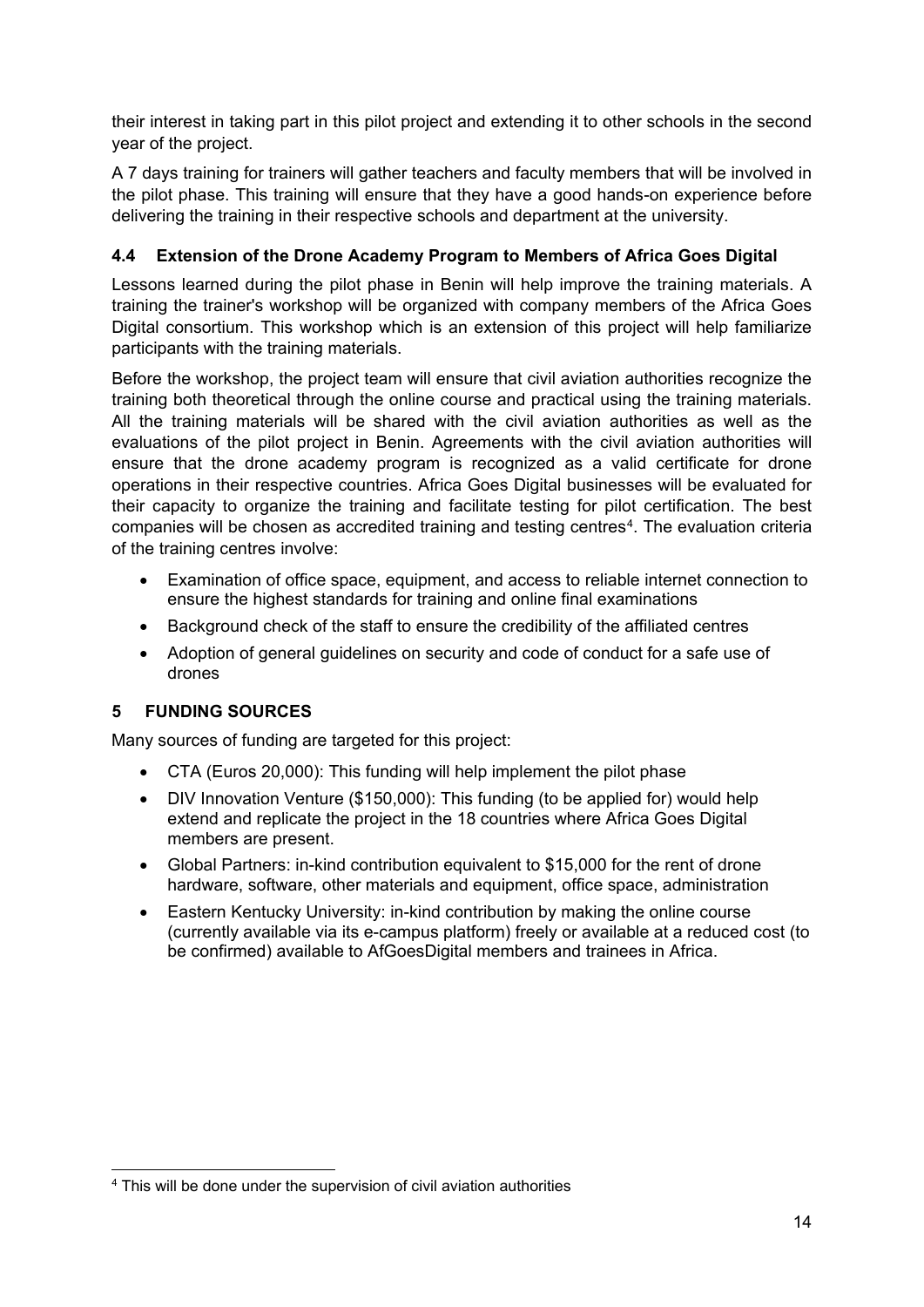their interest in taking part in this pilot project and extending it to other schools in the second year of the project.

A 7 days training for trainers will gather teachers and faculty members that will be involved in the pilot phase. This training will ensure that they have a good hands-on experience before delivering the training in their respective schools and department at the university.

### 4.4 Extension of the Drone Academy Program to Members of Africa Goes Digital

Lessons learned during the pilot phase in Benin will help improve the training materials. A training the trainer's workshop will be organized with company members of the Africa Goes Digital consortium. This workshop which is an extension of this project will help familiarize participants with the training materials.

Before the workshop, the project team will ensure that civil aviation authorities recognize the training both theoretical through the online course and practical using the training materials. All the training materials will be shared with the civil aviation authorities as well as the evaluations of the pilot project in Benin. Agreements with the civil aviation authorities will ensure that the drone academy program is recognized as a valid certificate for drone operations in their respective countries. Africa Goes Digital businesses will be evaluated for their capacity to organize the training and facilitate testing for pilot certification. The best companies will be chosen as accredited training and testing centres[4]. The evaluation criteria of the training centres involve:

- Examination of office space, equipment, and access to reliable internet connection to ensure the highest standards for training and online final examinations
- Background check of the staff to ensure the credibility of the affiliated centres
- Adoption of general guidelines on security and code of conduct for a safe use of drones

## 5 FUNDING SOURCES

Many sources of funding are targeted for this project:

- CTA (Euros 20,000): This funding will help implement the pilot phase
- DIV Innovation Venture ($150,000): This funding (to be applied for) would help extend and replicate the project in the 18 countries where Africa Goes Digital members are present.
- Global Partners: in-kind contribution equivalent to $15,000 for the rent of drone hardware, software, other materials and equipment, office space, administration
- Eastern Kentucky University: in-kind contribution by making the online course (currently available via its e-campus platform) freely or available at a reduced cost (to be confirmed) available to AfGoesDigital members and trainees in Africa.

[4] This will be done under the supervision of civil aviation authorities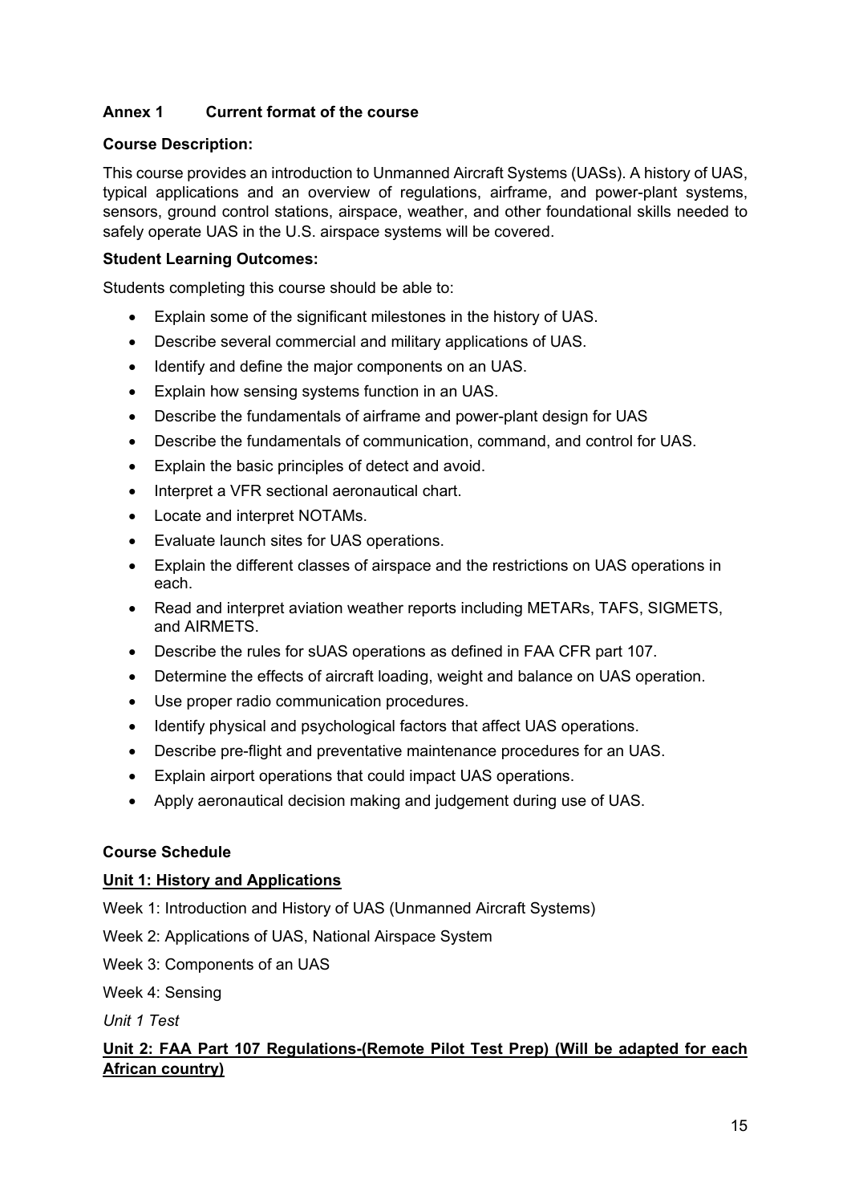## Annex 1 Current format of the course

**Course Description:**

This course provides an introduction to Unmanned Aircraft Systems (UASs). A history of UAS, typical applications and an overview of regulations, airframe, and power-plant systems, sensors, ground control stations, airspace, weather, and other foundational skills needed to safely operate UAS in the U.S. airspace systems will be covered.

**Student Learning Outcomes:**

Students completing this course should be able to:

- Explain some of the significant milestones in the history of UAS.
- Describe several commercial and military applications of UAS.
- Identify and define the major components on an UAS.
- Explain how sensing systems function in an UAS.
- Describe the fundamentals of airframe and power-plant design for UAS
- Describe the fundamentals of communication, command, and control for UAS.
- Explain the basic principles of detect and avoid.
- Interpret a VFR sectional aeronautical chart.
- Locate and interpret NOTAMs.
- Evaluate launch sites for UAS operations.
- Explain the different classes of airspace and the restrictions on UAS operations in each.
- Read and interpret aviation weather reports including METARs, TAFS, SIGMETS, and AIRMETS.
- Describe the rules for sUAS operations as defined in FAA CFR part 107.
- Determine the effects of aircraft loading, weight and balance on UAS operation.
- Use proper radio communication procedures.
- Identify physical and psychological factors that affect UAS operations.
- Describe pre-flight and preventative maintenance procedures for an UAS.
- Explain airport operations that could impact UAS operations.
- Apply aeronautical decision making and judgement during use of UAS.

**Course Schedule**

**<u>Unit 1: History and Applications</u>**

Week 1: Introduction and History of UAS (Unmanned Aircraft Systems)

Week 2: Applications of UAS, National Airspace System

Week 3: Components of an UAS

Week 4: Sensing

*Unit 1 Test*

**<u>Unit 2: FAA Part 107 Regulations-(Remote Pilot Test Prep) (Will be adapted for each African country)</u>**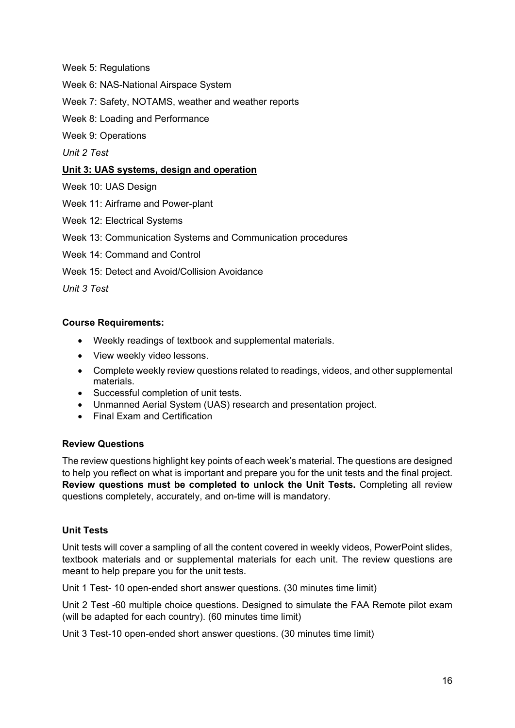Week 5: Regulations

Week 6: NAS-National Airspace System

Week 7: Safety, NOTAMS, weather and weather reports

Week 8: Loading and Performance

Week 9: Operations

*Unit 2 Test*

**Unit 3: UAS systems, design and operation**

Week 10: UAS Design

Week 11: Airframe and Power-plant

Week 12: Electrical Systems

Week 13: Communication Systems and Communication procedures

Week 14: Command and Control

Week 15: Detect and Avoid/Collision Avoidance

*Unit 3 Test*

**Course Requirements:**

- Weekly readings of textbook and supplemental materials.
- View weekly video lessons.
- Complete weekly review questions related to readings, videos, and other supplemental materials.
- Successful completion of unit tests.
- Unmanned Aerial System (UAS) research and presentation project.
- Final Exam and Certification

**Review Questions**

The review questions highlight key points of each week's material. The questions are designed to help you reflect on what is important and prepare you for the unit tests and the final project. **Review questions must be completed to unlock the Unit Tests.** Completing all review questions completely, accurately, and on-time will is mandatory.

**Unit Tests**

Unit tests will cover a sampling of all the content covered in weekly videos, PowerPoint slides, textbook materials and or supplemental materials for each unit. The review questions are meant to help prepare you for the unit tests.

Unit 1 Test- 10 open-ended short answer questions. (30 minutes time limit)

Unit 2 Test -60 multiple choice questions. Designed to simulate the FAA Remote pilot exam (will be adapted for each country). (60 minutes time limit)

Unit 3 Test-10 open-ended short answer questions. (30 minutes time limit)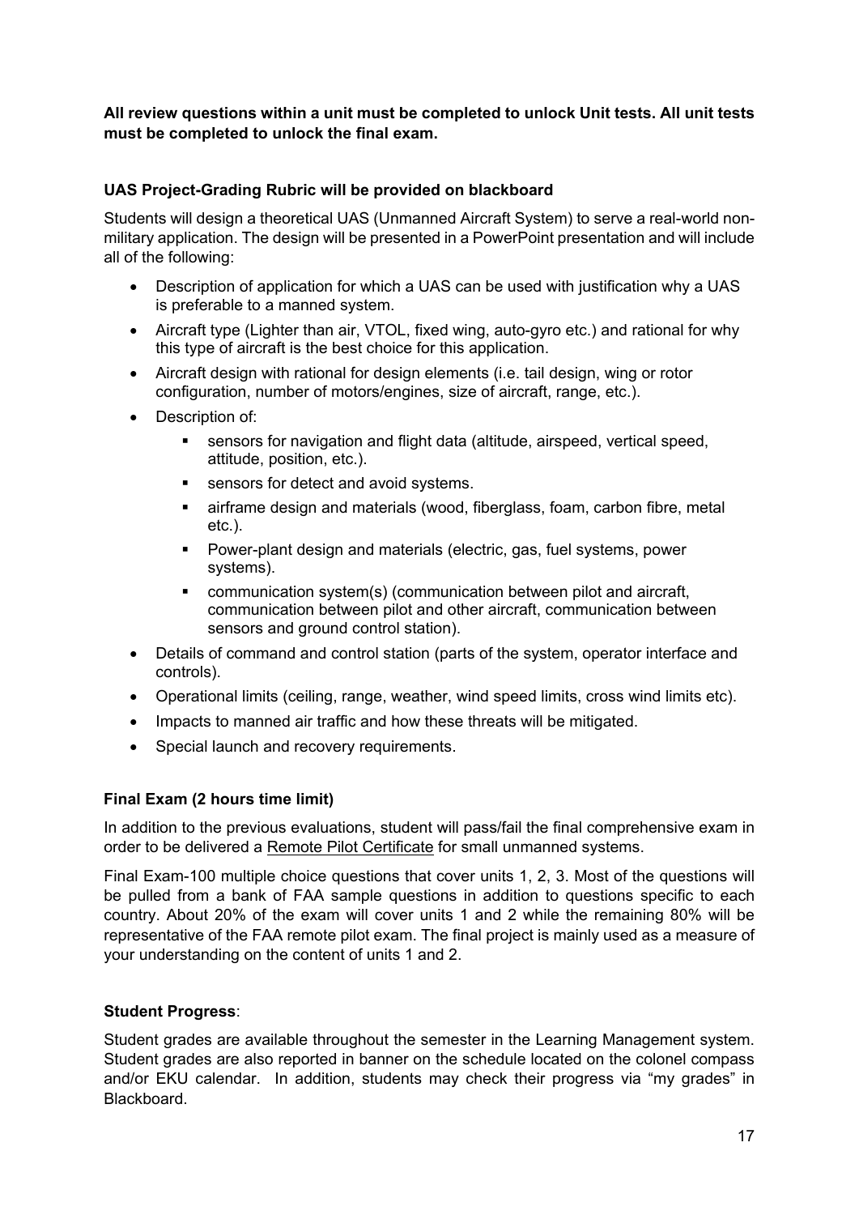**All review questions within a unit must be completed to unlock Unit tests. All unit tests must be completed to unlock the final exam.**

**UAS Project-Grading Rubric will be provided on blackboard**

Students will design a theoretical UAS (Unmanned Aircraft System) to serve a real-world non-military application. The design will be presented in a PowerPoint presentation and will include all of the following:

- Description of application for which a UAS can be used with justification why a UAS is preferable to a manned system.
- Aircraft type (Lighter than air, VTOL, fixed wing, auto-gyro etc.) and rational for why this type of aircraft is the best choice for this application.
- Aircraft design with rational for design elements (i.e. tail design, wing or rotor configuration, number of motors/engines, size of aircraft, range, etc.).
- Description of:
    - sensors for navigation and flight data (altitude, airspeed, vertical speed, attitude, position, etc.).
    - sensors for detect and avoid systems.
    - airframe design and materials (wood, fiberglass, foam, carbon fibre, metal etc.).
    - Power-plant design and materials (electric, gas, fuel systems, power systems).
    - communication system(s) (communication between pilot and aircraft, communication between pilot and other aircraft, communication between sensors and ground control station).
- Details of command and control station (parts of the system, operator interface and controls).
- Operational limits (ceiling, range, weather, wind speed limits, cross wind limits etc).
- Impacts to manned air traffic and how these threats will be mitigated.
- Special launch and recovery requirements.

**Final Exam (2 hours time limit)**

In addition to the previous evaluations, student will pass/fail the final comprehensive exam in order to be delivered a Remote Pilot Certificate for small unmanned systems.

Final Exam-100 multiple choice questions that cover units 1, 2, 3. Most of the questions will be pulled from a bank of FAA sample questions in addition to questions specific to each country. About 20% of the exam will cover units 1 and 2 while the remaining 80% will be representative of the FAA remote pilot exam. The final project is mainly used as a measure of your understanding on the content of units 1 and 2.

**Student Progress**:

Student grades are available throughout the semester in the Learning Management system. Student grades are also reported in banner on the schedule located on the colonel compass and/or EKU calendar. In addition, students may check their progress via "my grades" in Blackboard.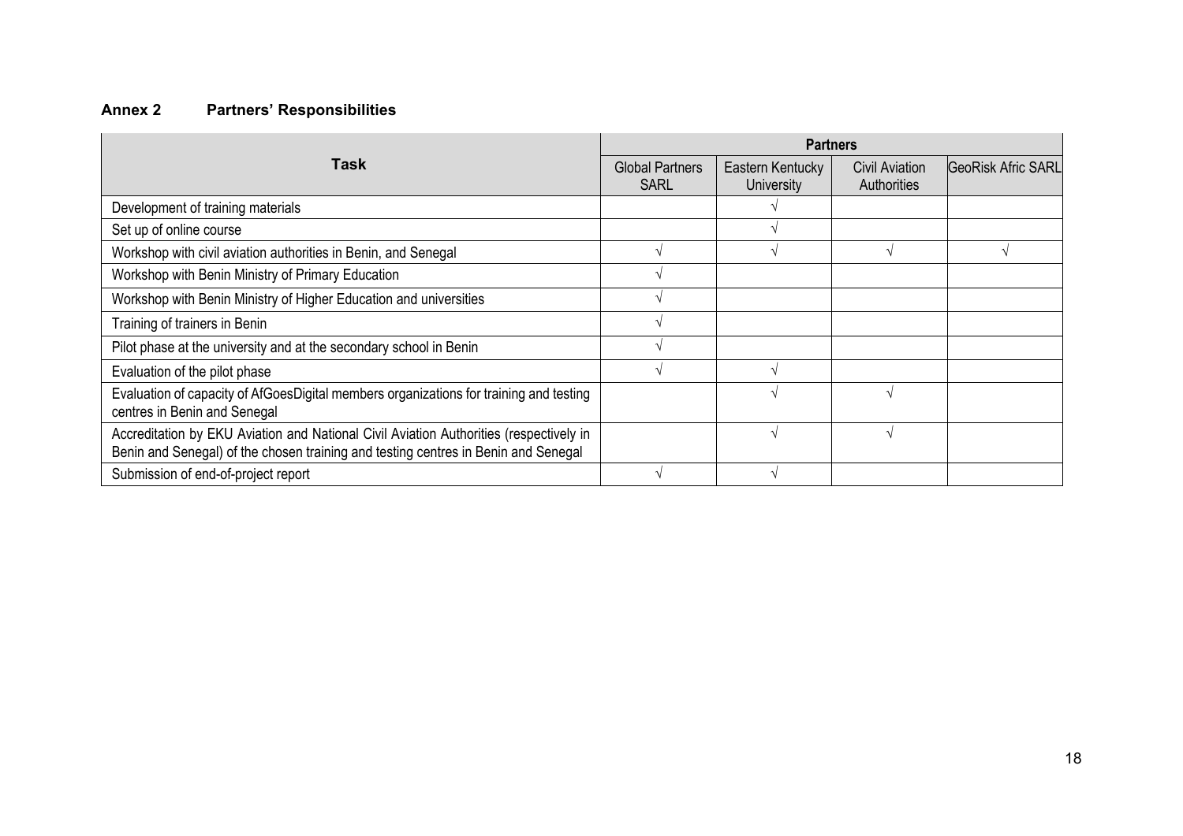## Annex 2 Partners' Responsibilities

| Task | Partners | | | |
|---|---|---|---|---|
| | Global Partners SARL | Eastern Kentucky University | Civil Aviation Authorities | GeoRisk Afric SARL |
| Development of training materials | | √ | | |
| Set up of online course | | √ | | |
| Workshop with civil aviation authorities in Benin, and Senegal | √ | √ | √ | √ |
| Workshop with Benin Ministry of Primary Education | √ | | | |
| Workshop with Benin Ministry of Higher Education and universities | √ | | | |
| Training of trainers in Benin | √ | | | |
| Pilot phase at the university and at the secondary school in Benin | √ | | | |
| Evaluation of the pilot phase | √ | √ | | |
| Evaluation of capacity of AfGoesDigital members organizations for training and testing centres in Benin and Senegal | | √ | √ | |
| Accreditation by EKU Aviation and National Civil Aviation Authorities (respectively in Benin and Senegal) of the chosen training and testing centres in Benin and Senegal | | √ | √ | |
| Submission of end-of-project report | √ | √ | | |